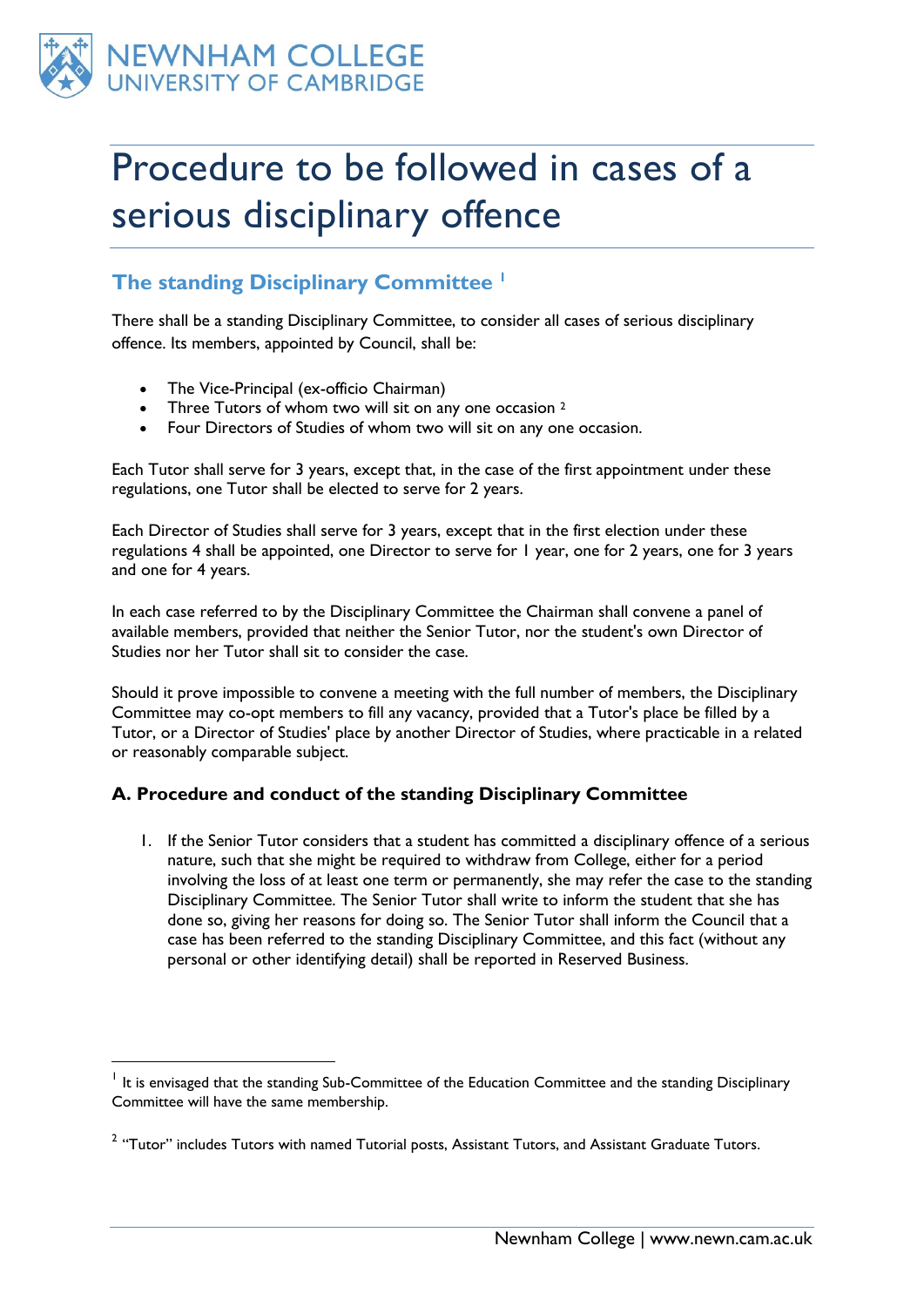# Procedure to be followed in cases of a serious disciplinary offence

## The standing Disciplinary Committee [1]

There shall be a standing Disciplinary Committee, to consider all cases of serious disciplinary offence. Its members, appointed by Council, shall be:

- The Vice-Principal (ex-officio Chairman)
- Three Tutors of whom two will sit on any one occasion [2]
- Four Directors of Studies of whom two will sit on any one occasion.

Each Tutor shall serve for 3 years, except that, in the case of the first appointment under these regulations, one Tutor shall be elected to serve for 2 years.

Each Director of Studies shall serve for 3 years, except that in the first election under these regulations 4 shall be appointed, one Director to serve for 1 year, one for 2 years, one for 3 years and one for 4 years.

In each case referred to by the Disciplinary Committee the Chairman shall convene a panel of available members, provided that neither the Senior Tutor, nor the student's own Director of Studies nor her Tutor shall sit to consider the case.

Should it prove impossible to convene a meeting with the full number of members, the Disciplinary Committee may co-opt members to fill any vacancy, provided that a Tutor's place be filled by a Tutor, or a Director of Studies' place by another Director of Studies, where practicable in a related or reasonably comparable subject.

### A. Procedure and conduct of the standing Disciplinary Committee

1. If the Senior Tutor considers that a student has committed a disciplinary offence of a serious nature, such that she might be required to withdraw from College, either for a period involving the loss of at least one term or permanently, she may refer the case to the standing Disciplinary Committee. The Senior Tutor shall write to inform the student that she has done so, giving her reasons for doing so. The Senior Tutor shall inform the Council that a case has been referred to the standing Disciplinary Committee, and this fact (without any personal or other identifying detail) shall be reported in Reserved Business.

---

[1] It is envisaged that the standing Sub-Committee of the Education Committee and the standing Disciplinary Committee will have the same membership.

[2] "Tutor" includes Tutors with named Tutorial posts, Assistant Tutors, and Assistant Graduate Tutors.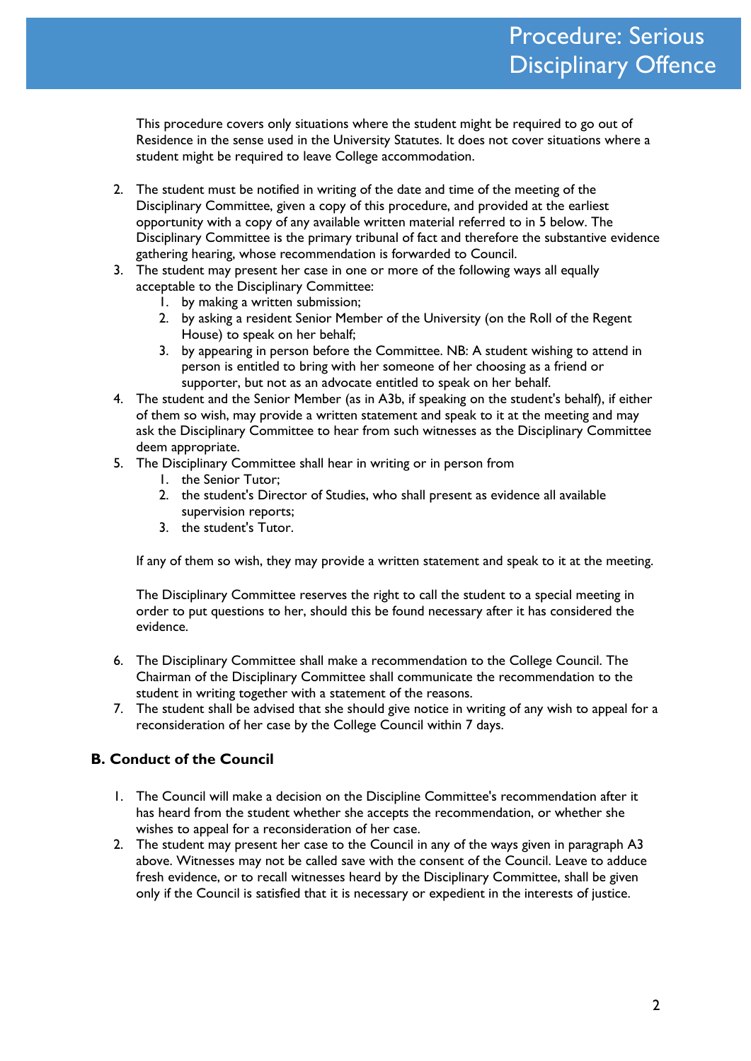This procedure covers only situations where the student might be required to go out of Residence in the sense used in the University Statutes. It does not cover situations where a student might be required to leave College accommodation.

2. The student must be notified in writing of the date and time of the meeting of the Disciplinary Committee, given a copy of this procedure, and provided at the earliest opportunity with a copy of any available written material referred to in 5 below. The Disciplinary Committee is the primary tribunal of fact and therefore the substantive evidence gathering hearing, whose recommendation is forwarded to Council.
3. The student may present her case in one or more of the following ways all equally acceptable to the Disciplinary Committee:
    1. by making a written submission;
    2. by asking a resident Senior Member of the University (on the Roll of the Regent House) to speak on her behalf;
    3. by appearing in person before the Committee. NB: A student wishing to attend in person is entitled to bring with her someone of her choosing as a friend or supporter, but not as an advocate entitled to speak on her behalf.
4. The student and the Senior Member (as in A3b, if speaking on the student's behalf), if either of them so wish, may provide a written statement and speak to it at the meeting and may ask the Disciplinary Committee to hear from such witnesses as the Disciplinary Committee deem appropriate.
5. The Disciplinary Committee shall hear in writing or in person from
    1. the Senior Tutor;
    2. the student's Director of Studies, who shall present as evidence all available supervision reports;
    3. the student's Tutor.

    If any of them so wish, they may provide a written statement and speak to it at the meeting.

    The Disciplinary Committee reserves the right to call the student to a special meeting in order to put questions to her, should this be found necessary after it has considered the evidence.

6. The Disciplinary Committee shall make a recommendation to the College Council. The Chairman of the Disciplinary Committee shall communicate the recommendation to the student in writing together with a statement of the reasons.
7. The student shall be advised that she should give notice in writing of any wish to appeal for a reconsideration of her case by the College Council within 7 days.

## B. Conduct of the Council

1. The Council will make a decision on the Discipline Committee's recommendation after it has heard from the student whether she accepts the recommendation, or whether she wishes to appeal for a reconsideration of her case.
2. The student may present her case to the Council in any of the ways given in paragraph A3 above. Witnesses may not be called save with the consent of the Council. Leave to adduce fresh evidence, or to recall witnesses heard by the Disciplinary Committee, shall be given only if the Council is satisfied that it is necessary or expedient in the interests of justice.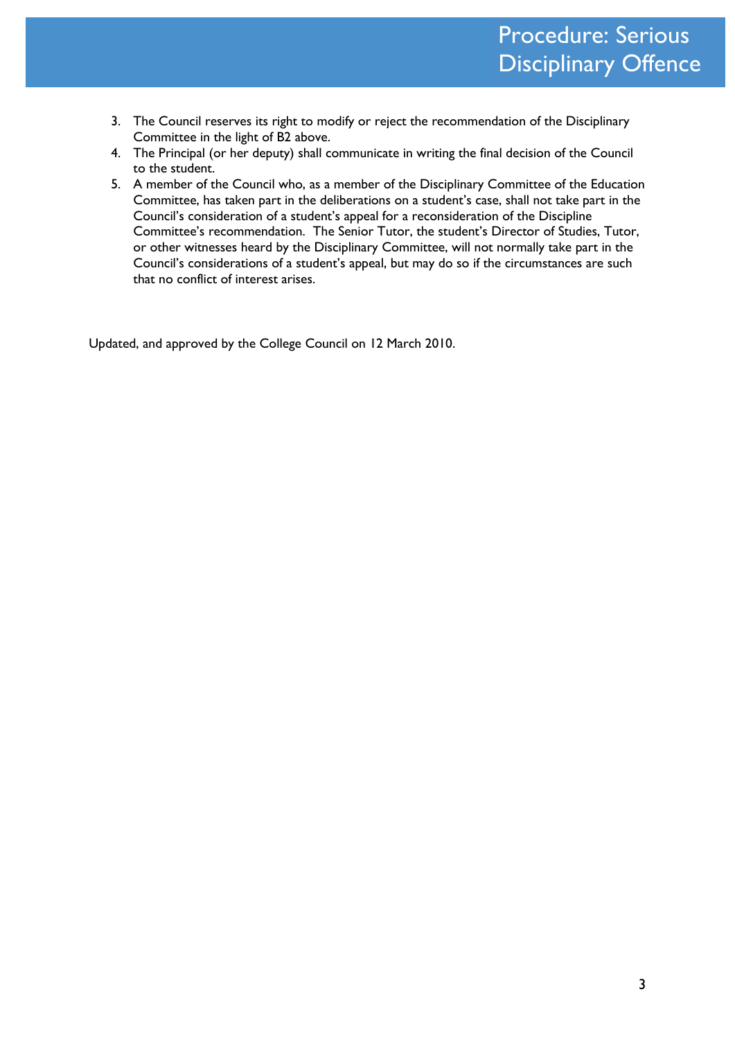3. The Council reserves its right to modify or reject the recommendation of the Disciplinary Committee in the light of B2 above.
4. The Principal (or her deputy) shall communicate in writing the final decision of the Council to the student.
5. A member of the Council who, as a member of the Disciplinary Committee of the Education Committee, has taken part in the deliberations on a student's case, shall not take part in the Council's consideration of a student's appeal for a reconsideration of the Discipline Committee's recommendation. The Senior Tutor, the student's Director of Studies, Tutor, or other witnesses heard by the Disciplinary Committee, will not normally take part in the Council's considerations of a student's appeal, but may do so if the circumstances are such that no conflict of interest arises.

Updated, and approved by the College Council on 12 March 2010.